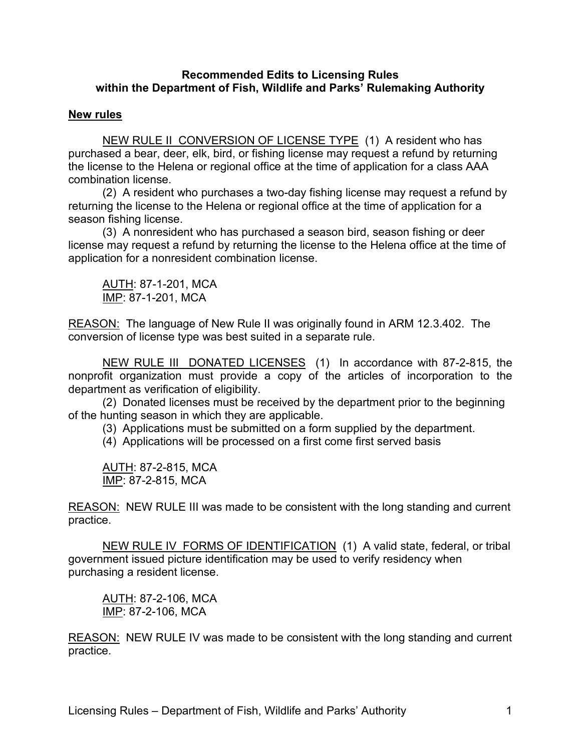**Recommended Edits to Licensing Rules**
**within the Department of Fish, Wildlife and Parks' Rulemaking Authority**

**New rules**

NEW RULE II CONVERSION OF LICENSE TYPE (1) A resident who has purchased a bear, deer, elk, bird, or fishing license may request a refund by returning the license to the Helena or regional office at the time of application for a class AAA combination license.

(2) A resident who purchases a two-day fishing license may request a refund by returning the license to the Helena or regional office at the time of application for a season fishing license.

(3) A nonresident who has purchased a season bird, season fishing or deer license may request a refund by returning the license to the Helena office at the time of application for a nonresident combination license.

AUTH: 87-1-201, MCA
IMP: 87-1-201, MCA

REASON: The language of New Rule II was originally found in ARM 12.3.402. The conversion of license type was best suited in a separate rule.

NEW RULE III DONATED LICENSES (1) In accordance with 87-2-815, the nonprofit organization must provide a copy of the articles of incorporation to the department as verification of eligibility.

(2) Donated licenses must be received by the department prior to the beginning of the hunting season in which they are applicable.

(3) Applications must be submitted on a form supplied by the department.

(4) Applications will be processed on a first come first served basis

AUTH: 87-2-815, MCA
IMP: 87-2-815, MCA

REASON: NEW RULE III was made to be consistent with the long standing and current practice.

NEW RULE IV FORMS OF IDENTIFICATION (1) A valid state, federal, or tribal government issued picture identification may be used to verify residency when purchasing a resident license.

AUTH: 87-2-106, MCA
IMP: 87-2-106, MCA

REASON: NEW RULE IV was made to be consistent with the long standing and current practice.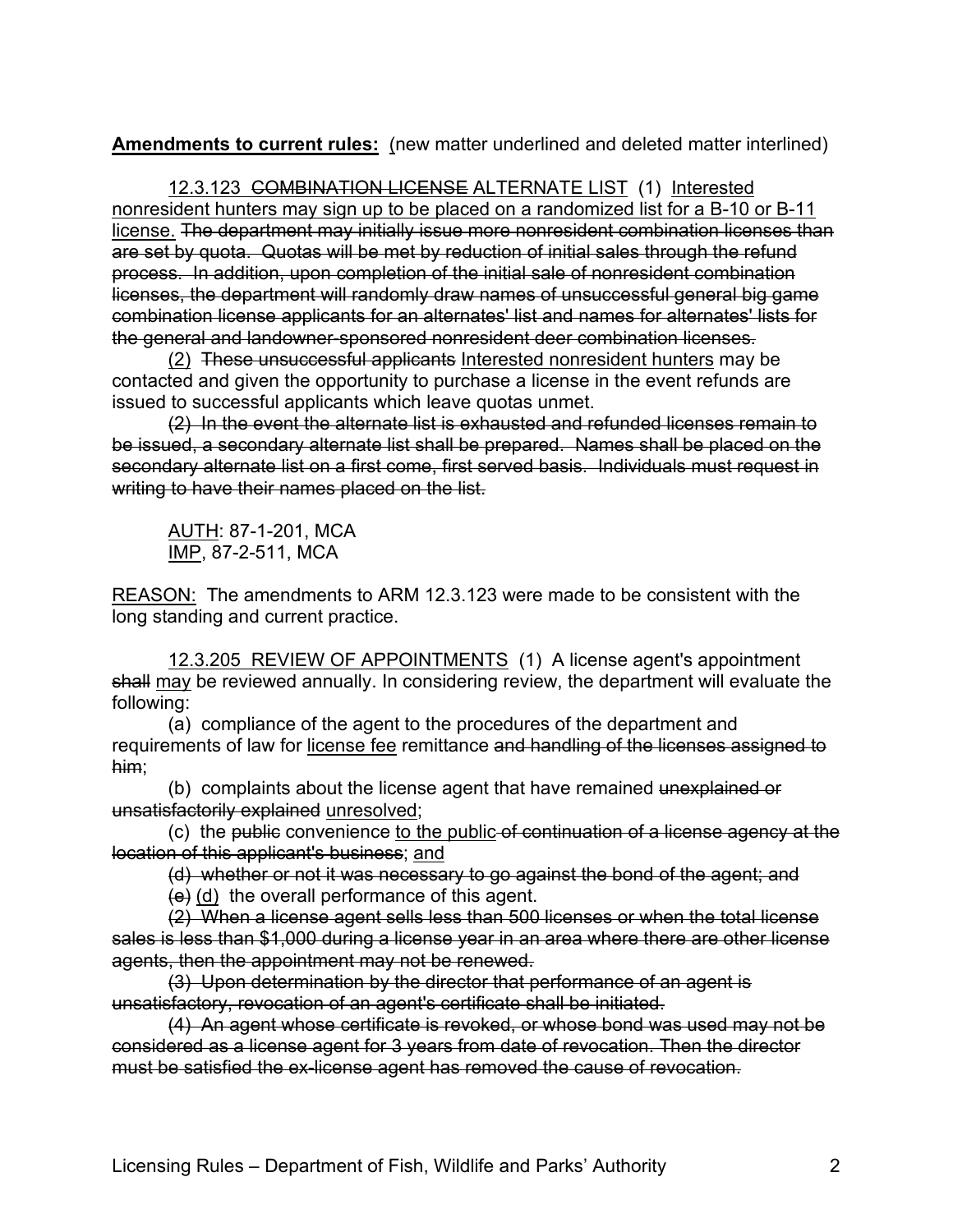**Amendments to current rules:** <u>(</u>new matter underlined and deleted matter interlined)

<u>12.3.123</u> ~~COMBINATION LICENSE~~ ALTERNATE LIST (1) <u>Interested nonresident hunters may sign up to be placed on a randomized list for a B-10 or B-11 license.</u> ~~The department may initially issue more nonresident combination licenses than are set by quota. Quotas will be met by reduction of initial sales through the refund process. In addition, upon completion of the initial sale of nonresident combination licenses, the department will randomly draw names of unsuccessful general big game combination license applicants for an alternates' list and names for alternates' lists for the general and landowner-sponsored nonresident deer combination licenses.~~

<u>(2)</u> ~~These unsuccessful applicants~~ <u>Interested nonresident hunters</u> may be contacted and given the opportunity to purchase a license in the event refunds are issued to successful applicants which leave quotas unmet.

~~(2) In the event the alternate list is exhausted and refunded licenses remain to be issued, a secondary alternate list shall be prepared. Names shall be placed on the secondary alternate list on a first come, first served basis. Individuals must request in writing to have their names placed on the list.~~

<u>AUTH</u>: 87-1-201, MCA
<u>IMP</u>, 87-2-511, MCA

<u>REASON:</u> The amendments to ARM 12.3.123 were made to be consistent with the long standing and current practice.

<u>12.3.205</u> <u>REVIEW OF APPOINTMENTS</u> (1) A license agent's appointment ~~shall~~ <u>may</u> be reviewed annually. In considering review, the department will evaluate the following:

(a) compliance of the agent to the procedures of the department and requirements of law for <u>license fee</u> remittance ~~and handling of the licenses assigned to him~~;

(b) complaints about the license agent that have remained ~~unexplained or unsatisfactorily explained~~ <u>unresolved</u>;

(c) the ~~public~~ convenience <u>to the public</u> ~~of continuation of a license agency at the location of this applicant's business~~; <u>and</u>

~~(d) whether or not it was necessary to go against the bond of the agent; and~~

~~(e)~~ <u>(d)</u> the overall performance of this agent.

~~(2) When a license agent sells less than 500 licenses or when the total license sales is less than $1,000 during a license year in an area where there are other license agents, then the appointment may not be renewed.~~

~~(3) Upon determination by the director that performance of an agent is unsatisfactory, revocation of an agent's certificate shall be initiated.~~

~~(4) An agent whose certificate is revoked, or whose bond was used may not be considered as a license agent for 3 years from date of revocation. Then the director must be satisfied the ex-license agent has removed the cause of revocation.~~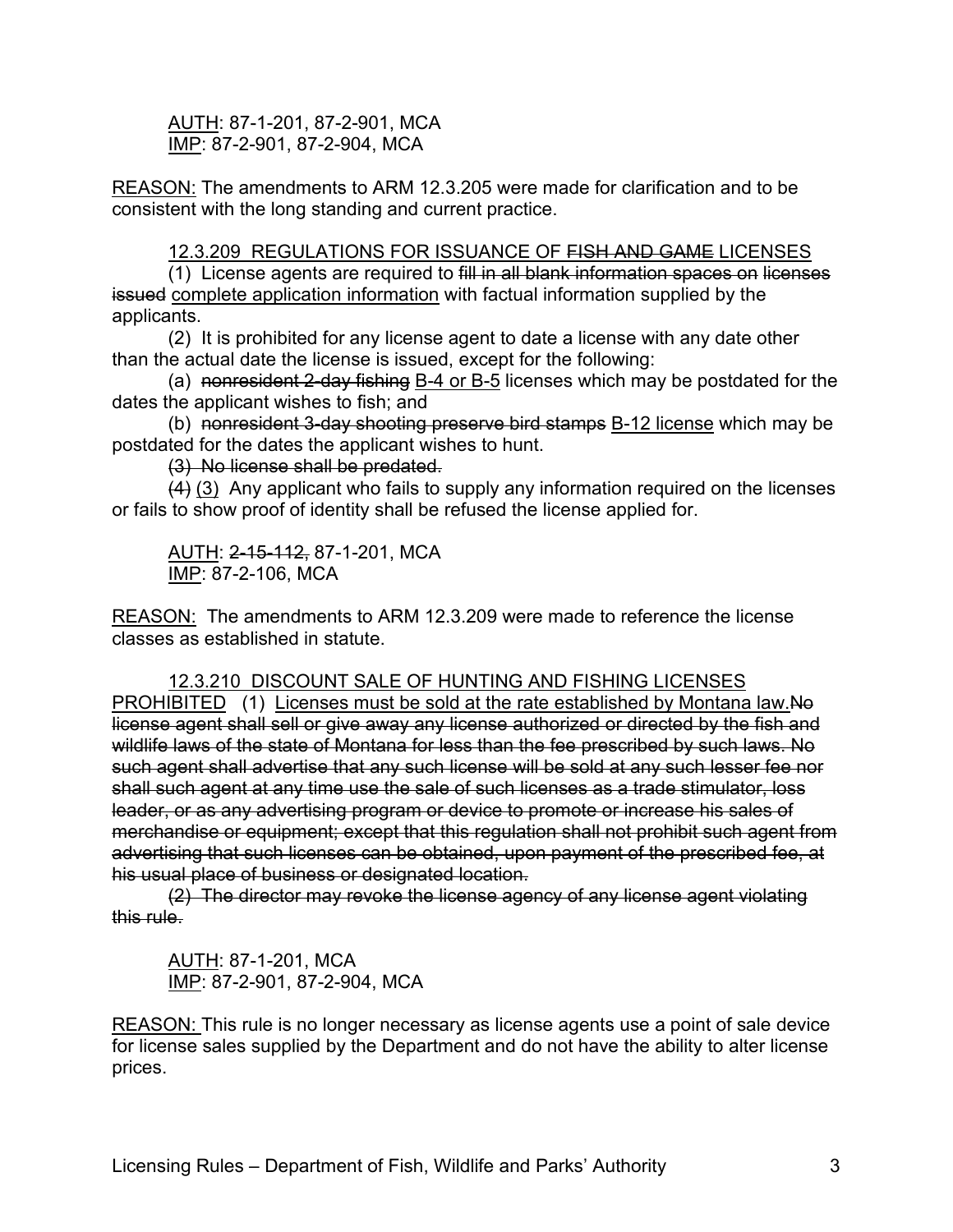<u>AUTH</u>: 87-1-201, 87-2-901, MCA
<u>IMP</u>: 87-2-901, 87-2-904, MCA

<u>REASON:</u> The amendments to ARM 12.3.205 were made for clarification and to be consistent with the long standing and current practice.

<u>12.3.209 REGULATIONS FOR ISSUANCE OF ~~FISH AND GAME~~ LICENSES</u>

(1) License agents are required to ~~fill in all blank information spaces on licenses issued~~ <u>complete application information</u> with factual information supplied by the applicants.

(2) It is prohibited for any license agent to date a license with any date other than the actual date the license is issued, except for the following:

(a) ~~nonresident 2-day fishing~~ <u>B-4 or B-5</u> licenses which may be postdated for the dates the applicant wishes to fish; and

(b) ~~nonresident 3-day shooting preserve bird stamps~~ <u>B-12 license</u> which may be postdated for the dates the applicant wishes to hunt.

~~(3) No license shall be predated.~~

~~(4)~~ <u>(3)</u> Any applicant who fails to supply any information required on the licenses or fails to show proof of identity shall be refused the license applied for.

<u>AUTH</u>: ~~2-15-112,~~ 87-1-201, MCA
<u>IMP</u>: 87-2-106, MCA

<u>REASON:</u> The amendments to ARM 12.3.209 were made to reference the license classes as established in statute.

<u>12.3.210 DISCOUNT SALE OF HUNTING AND FISHING LICENSES PROHIBITED</u> (1) <u>Licenses must be sold at the rate established by Montana law.</u>~~No license agent shall sell or give away any license authorized or directed by the fish and wildlife laws of the state of Montana for less than the fee prescribed by such laws. No such agent shall advertise that any such license will be sold at any such lesser fee nor shall such agent at any time use the sale of such licenses as a trade stimulator, loss leader, or as any advertising program or device to promote or increase his sales of merchandise or equipment; except that this regulation shall not prohibit such agent from advertising that such licenses can be obtained, upon payment of the prescribed fee, at his usual place of business or designated location.~~

~~(2) The director may revoke the license agency of any license agent violating this rule.~~

<u>AUTH</u>: 87-1-201, MCA
<u>IMP</u>: 87-2-901, 87-2-904, MCA

<u>REASON:</u> This rule is no longer necessary as license agents use a point of sale device for license sales supplied by the Department and do not have the ability to alter license prices.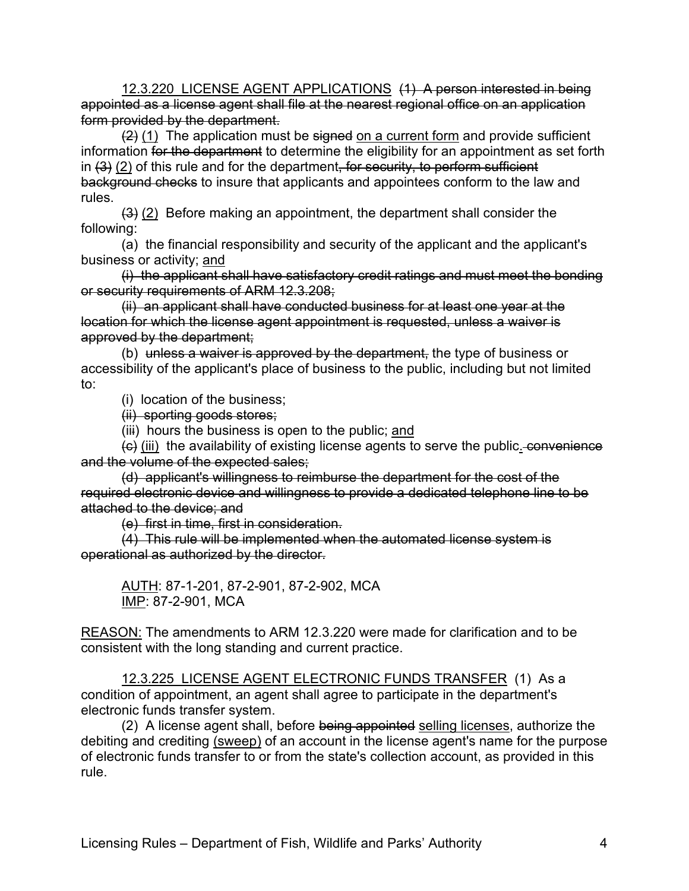12.3.220 LICENSE AGENT APPLICATIONS ~~(1) A person interested in being appointed as a license agent shall file at the nearest regional office on an application form provided by the department.~~

~~(2)~~ (1) The application must be ~~signed~~ on a current form and provide sufficient information ~~for the department~~ to determine the eligibility for an appointment as set forth in ~~(3)~~ (2) of this rule and for the department~~, for security, to perform sufficient background checks~~ to insure that applicants and appointees conform to the law and rules.

~~(3)~~ (2) Before making an appointment, the department shall consider the following:

(a) the financial responsibility and security of the applicant and the applicant's business or activity; and

~~(i) the applicant shall have satisfactory credit ratings and must meet the bonding or security requirements of ARM 12.3.208;~~

~~(ii) an applicant shall have conducted business for at least one year at the location for which the license agent appointment is requested, unless a waiver is approved by the department;~~

(b) ~~unless a waiver is approved by the department,~~ the type of business or accessibility of the applicant's place of business to the public, including but not limited to:

(i) location of the business;

~~(ii) sporting goods stores;~~

(iii) hours the business is open to the public; and

~~(c)~~ (iii) the availability of existing license agents to serve the public. ~~convenience and the volume of the expected sales;~~

~~(d) applicant's willingness to reimburse the department for the cost of the required electronic device and willingness to provide a dedicated telephone line to be attached to the device; and~~

~~(e) first in time, first in consideration.~~

~~(4) This rule will be implemented when the automated license system is operational as authorized by the director.~~

AUTH: 87-1-201, 87-2-901, 87-2-902, MCA
IMP: 87-2-901, MCA

REASON: The amendments to ARM 12.3.220 were made for clarification and to be consistent with the long standing and current practice.

12.3.225 LICENSE AGENT ELECTRONIC FUNDS TRANSFER (1) As a condition of appointment, an agent shall agree to participate in the department's electronic funds transfer system.

(2) A license agent shall, before ~~being appointed~~ selling licenses, authorize the debiting and crediting (sweep) of an account in the license agent's name for the purpose of electronic funds transfer to or from the state's collection account, as provided in this rule.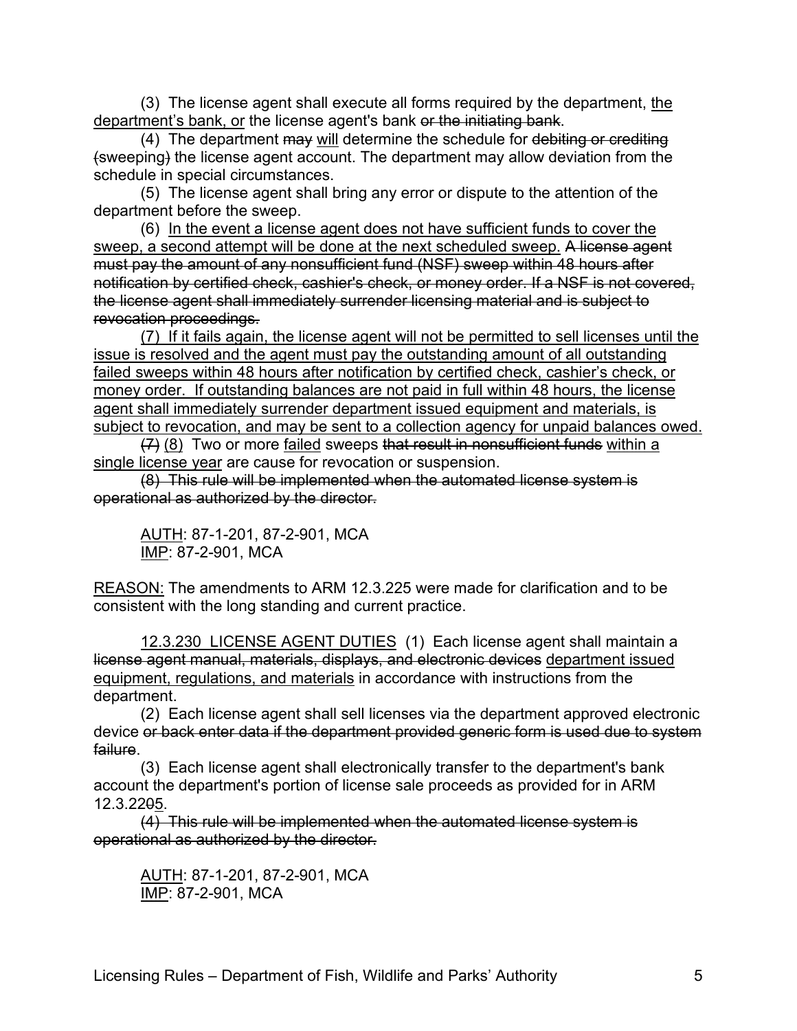(3) The license agent shall execute all forms required by the department, <u>the department's bank, or</u> the license agent's bank ~~or the initiating bank~~.

(4) The department ~~may~~ <u>will</u> determine the schedule for ~~debiting or crediting (sweeping)~~ the license agent account. The department may allow deviation from the schedule in special circumstances.

(5) The license agent shall bring any error or dispute to the attention of the department before the sweep.

(6) <u>In the event a license agent does not have sufficient funds to cover the sweep, a second attempt will be done at the next scheduled sweep.</u> ~~A license agent must pay the amount of any nonsufficient fund (NSF) sweep within 48 hours after notification by certified check, cashier's check, or money order. If a NSF is not covered, the license agent shall immediately surrender licensing material and is subject to revocation proceedings.~~

<u>(7) If it fails again, the license agent will not be permitted to sell licenses until the issue is resolved and the agent must pay the outstanding amount of all outstanding failed sweeps within 48 hours after notification by certified check, cashier's check, or money order. If outstanding balances are not paid in full within 48 hours, the license agent shall immediately surrender department issued equipment and materials, is subject to revocation, and may be sent to a collection agency for unpaid balances owed.</u>

~~(7)~~ <u>(8)</u> Two or more <u>failed</u> sweeps ~~that result in nonsufficient funds~~ <u>within a single license year</u> are cause for revocation or suspension.

~~(8) This rule will be implemented when the automated license system is operational as authorized by the director.~~

<u>AUTH</u>: 87-1-201, 87-2-901, MCA
<u>IMP</u>: 87-2-901, MCA

<u>REASON:</u> The amendments to ARM 12.3.225 were made for clarification and to be consistent with the long standing and current practice.

<u>12.3.230 LICENSE AGENT DUTIES</u> (1) Each license agent shall maintain a ~~license agent manual, materials, displays, and electronic devices~~ <u>department issued equipment, regulations, and materials</u> in accordance with instructions from the department.

(2) Each license agent shall sell licenses via the department approved electronic device ~~or back enter data if the department provided generic form is used due to system failure~~.

(3) Each license agent shall electronically transfer to the department's bank account the department's portion of license sale proceeds as provided for in ARM 12.3.22~~0~~<u>5</u>.

~~(4) This rule will be implemented when the automated license system is operational as authorized by the director.~~

<u>AUTH</u>: 87-1-201, 87-2-901, MCA
<u>IMP</u>: 87-2-901, MCA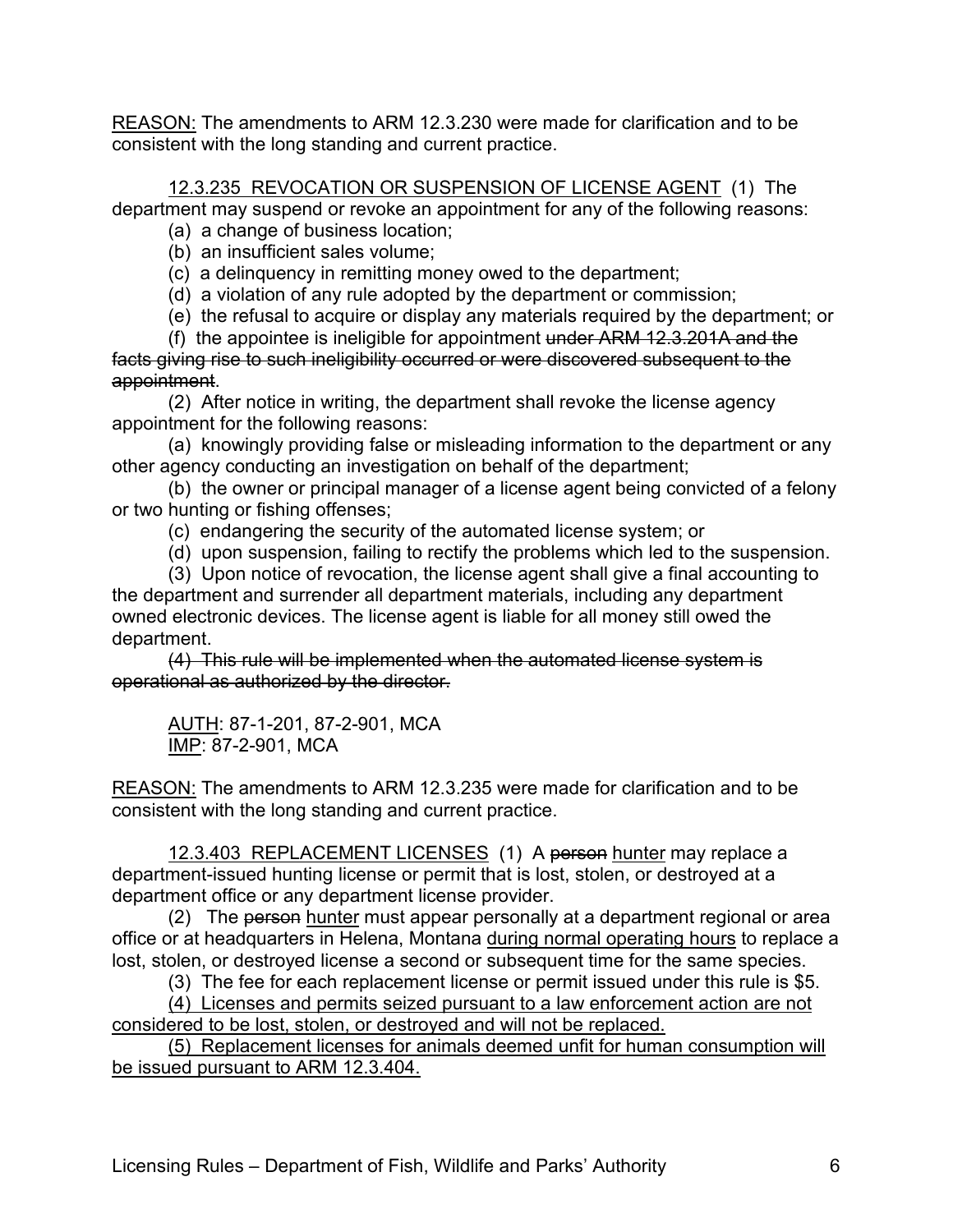<u>REASON:</u> The amendments to ARM 12.3.230 were made for clarification and to be consistent with the long standing and current practice.

<u>12.3.235 REVOCATION OR SUSPENSION OF LICENSE AGENT</u> (1) The department may suspend or revoke an appointment for any of the following reasons:

(a) a change of business location;

(b) an insufficient sales volume;

(c) a delinquency in remitting money owed to the department;

(d) a violation of any rule adopted by the department or commission;

(e) the refusal to acquire or display any materials required by the department; or

(f) the appointee is ineligible for appointment ~~under ARM 12.3.201A and the facts giving rise to such ineligibility occurred or were discovered subsequent to the appointment~~.

(2) After notice in writing, the department shall revoke the license agency appointment for the following reasons:

(a) knowingly providing false or misleading information to the department or any other agency conducting an investigation on behalf of the department;

(b) the owner or principal manager of a license agent being convicted of a felony or two hunting or fishing offenses;

(c) endangering the security of the automated license system; or

(d) upon suspension, failing to rectify the problems which led to the suspension.

(3) Upon notice of revocation, the license agent shall give a final accounting to the department and surrender all department materials, including any department owned electronic devices. The license agent is liable for all money still owed the department.

~~(4) This rule will be implemented when the automated license system is operational as authorized by the director.~~

<u>AUTH</u>: 87-1-201, 87-2-901, MCA
<u>IMP</u>: 87-2-901, MCA

<u>REASON:</u> The amendments to ARM 12.3.235 were made for clarification and to be consistent with the long standing and current practice.

<u>12.3.403 REPLACEMENT LICENSES</u> (1) A ~~person~~ <u>hunter</u> may replace a department-issued hunting license or permit that is lost, stolen, or destroyed at a department office or any department license provider.

(2) The ~~person~~ <u>hunter</u> must appear personally at a department regional or area office or at headquarters in Helena, Montana <u>during normal operating hours</u> to replace a lost, stolen, or destroyed license a second or subsequent time for the same species.

(3) The fee for each replacement license or permit issued under this rule is $5.

<u>(4) Licenses and permits seized pursuant to a law enforcement action are not considered to be lost, stolen, or destroyed and will not be replaced.</u>

<u>(5) Replacement licenses for animals deemed unfit for human consumption will be issued pursuant to ARM 12.3.404.</u>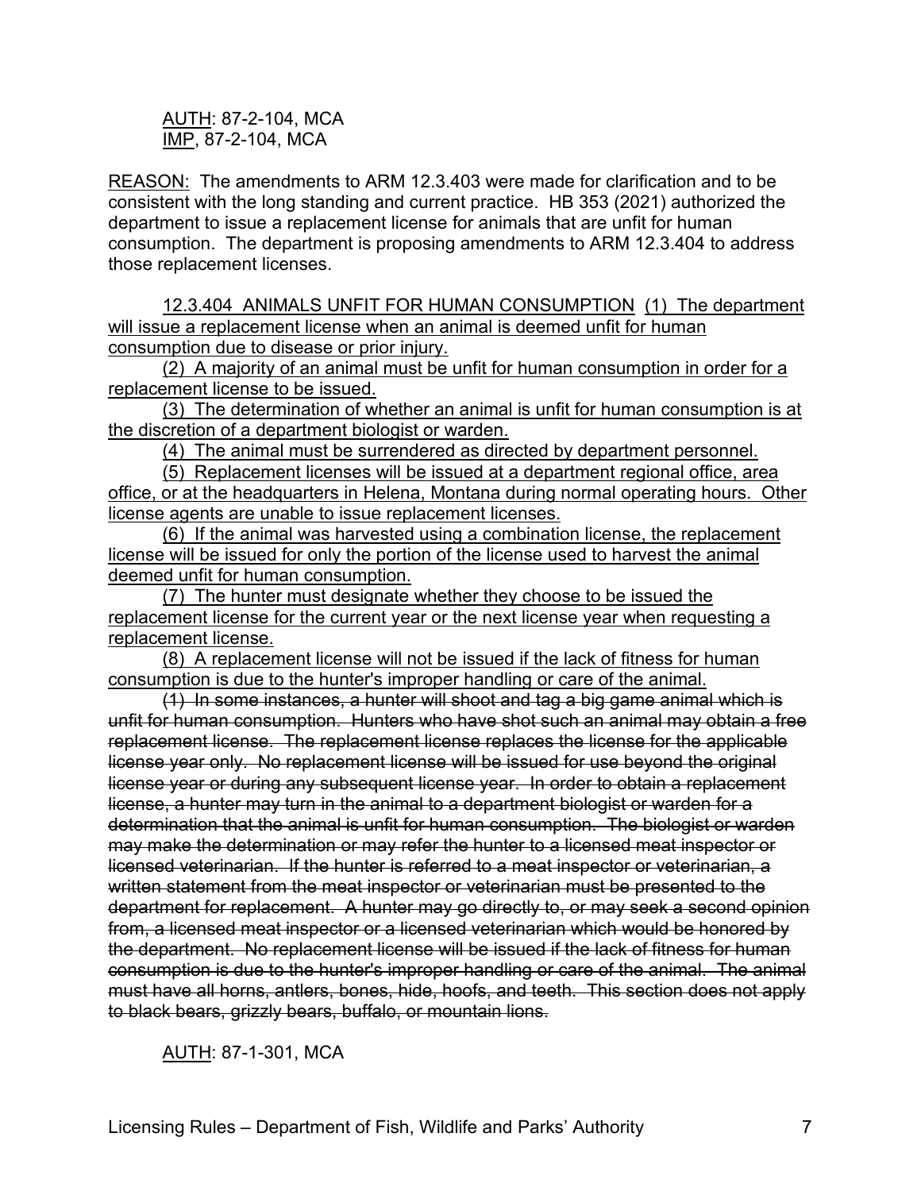<u>AUTH</u>: 87-2-104, MCA
<u>IMP</u>, 87-2-104, MCA

<u>REASON:</u> The amendments to ARM 12.3.403 were made for clarification and to be consistent with the long standing and current practice. HB 353 (2021) authorized the department to issue a replacement license for animals that are unfit for human consumption. The department is proposing amendments to ARM 12.3.404 to address those replacement licenses.

12.3.404 ANIMALS UNFIT FOR HUMAN CONSUMPTION <u>(1) The department will issue a replacement license when an animal is deemed unfit for human consumption due to disease or prior injury.</u>

<u>(2) A majority of an animal must be unfit for human consumption in order for a replacement license to be issued.</u>

<u>(3) The determination of whether an animal is unfit for human consumption is at the discretion of a department biologist or warden.</u>

<u>(4) The animal must be surrendered as directed by department personnel.</u>

<u>(5) Replacement licenses will be issued at a department regional office, area office, or at the headquarters in Helena, Montana during normal operating hours. Other license agents are unable to issue replacement licenses.</u>

<u>(6) If the animal was harvested using a combination license, the replacement license will be issued for only the portion of the license used to harvest the animal deemed unfit for human consumption.</u>

<u>(7) The hunter must designate whether they choose to be issued the replacement license for the current year or the next license year when requesting a replacement license.</u>

<u>(8) A replacement license will not be issued if the lack of fitness for human consumption is due to the hunter's improper handling or care of the animal.</u>

~~(1) In some instances, a hunter will shoot and tag a big game animal which is unfit for human consumption. Hunters who have shot such an animal may obtain a free replacement license. The replacement license replaces the license for the applicable license year only. No replacement license will be issued for use beyond the original license year or during any subsequent license year. In order to obtain a replacement license, a hunter may turn in the animal to a department biologist or warden for a determination that the animal is unfit for human consumption. The biologist or warden may make the determination or may refer the hunter to a licensed meat inspector or licensed veterinarian. If the hunter is referred to a meat inspector or veterinarian, a written statement from the meat inspector or veterinarian must be presented to the department for replacement. A hunter may go directly to, or may seek a second opinion from, a licensed meat inspector or a licensed veterinarian which would be honored by the department. No replacement license will be issued if the lack of fitness for human consumption is due to the hunter's improper handling or care of the animal. The animal must have all horns, antlers, bones, hide, hoofs, and teeth. This section does not apply to black bears, grizzly bears, buffalo, or mountain lions.~~

<u>AUTH</u>: 87-1-301, MCA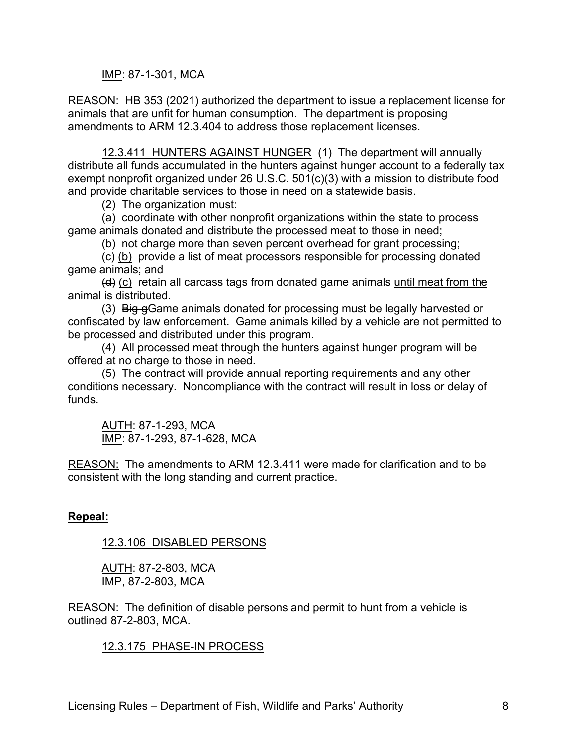IMP: 87-1-301, MCA

REASON: HB 353 (2021) authorized the department to issue a replacement license for animals that are unfit for human consumption. The department is proposing amendments to ARM 12.3.404 to address those replacement licenses.

12.3.411 HUNTERS AGAINST HUNGER (1) The department will annually distribute all funds accumulated in the hunters against hunger account to a federally tax exempt nonprofit organized under 26 U.S.C. 501(c)(3) with a mission to distribute food and provide charitable services to those in need on a statewide basis.

(2) The organization must:

(a) coordinate with other nonprofit organizations within the state to process game animals donated and distribute the processed meat to those in need;

~~(b) not charge more than seven percent overhead for grant processing;~~

~~(c)~~ (b) provide a list of meat processors responsible for processing donated game animals; and

~~(d)~~ (c) retain all carcass tags from donated game animals until meat from the animal is distributed.

(3) ~~Big g~~Game animals donated for processing must be legally harvested or confiscated by law enforcement. Game animals killed by a vehicle are not permitted to be processed and distributed under this program.

(4) All processed meat through the hunters against hunger program will be offered at no charge to those in need.

(5) The contract will provide annual reporting requirements and any other conditions necessary. Noncompliance with the contract will result in loss or delay of funds.

AUTH: 87-1-293, MCA
IMP: 87-1-293, 87-1-628, MCA

REASON: The amendments to ARM 12.3.411 were made for clarification and to be consistent with the long standing and current practice.

**Repeal:**

12.3.106 DISABLED PERSONS

AUTH: 87-2-803, MCA
IMP, 87-2-803, MCA

REASON: The definition of disable persons and permit to hunt from a vehicle is outlined 87-2-803, MCA.

12.3.175 PHASE-IN PROCESS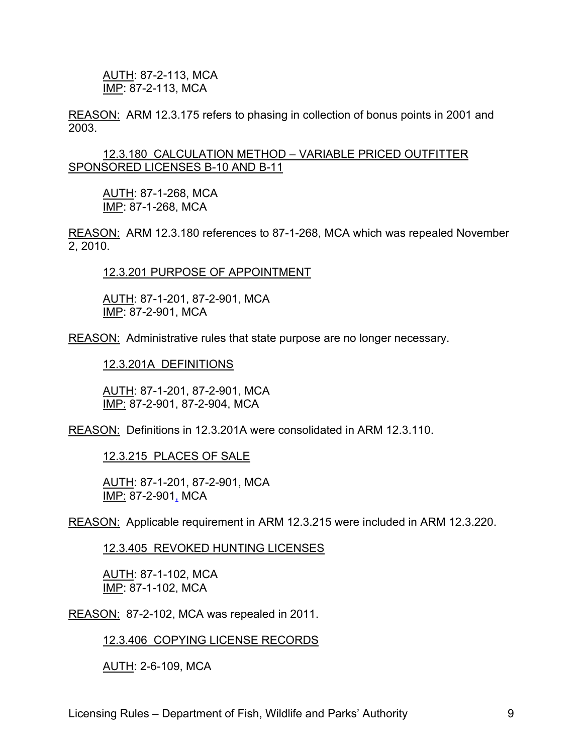AUTH: 87-2-113, MCA
IMP: 87-2-113, MCA

REASON: ARM 12.3.175 refers to phasing in collection of bonus points in 2001 and 2003.

12.3.180 CALCULATION METHOD – VARIABLE PRICED OUTFITTER SPONSORED LICENSES B-10 AND B-11

AUTH: 87-1-268, MCA
IMP: 87-1-268, MCA

REASON: ARM 12.3.180 references to 87-1-268, MCA which was repealed November 2, 2010.

12.3.201 PURPOSE OF APPOINTMENT

AUTH: 87-1-201, 87-2-901, MCA
IMP: 87-2-901, MCA

REASON: Administrative rules that state purpose are no longer necessary.

12.3.201A DEFINITIONS

AUTH: 87-1-201, 87-2-901, MCA
IMP: 87-2-901, 87-2-904, MCA

REASON: Definitions in 12.3.201A were consolidated in ARM 12.3.110.

12.3.215 PLACES OF SALE

AUTH: 87-1-201, 87-2-901, MCA
IMP: 87-2-901, MCA

REASON: Applicable requirement in ARM 12.3.215 were included in ARM 12.3.220.

12.3.405 REVOKED HUNTING LICENSES

AUTH: 87-1-102, MCA
IMP: 87-1-102, MCA

REASON: 87-2-102, MCA was repealed in 2011.

12.3.406 COPYING LICENSE RECORDS

AUTH: 2-6-109, MCA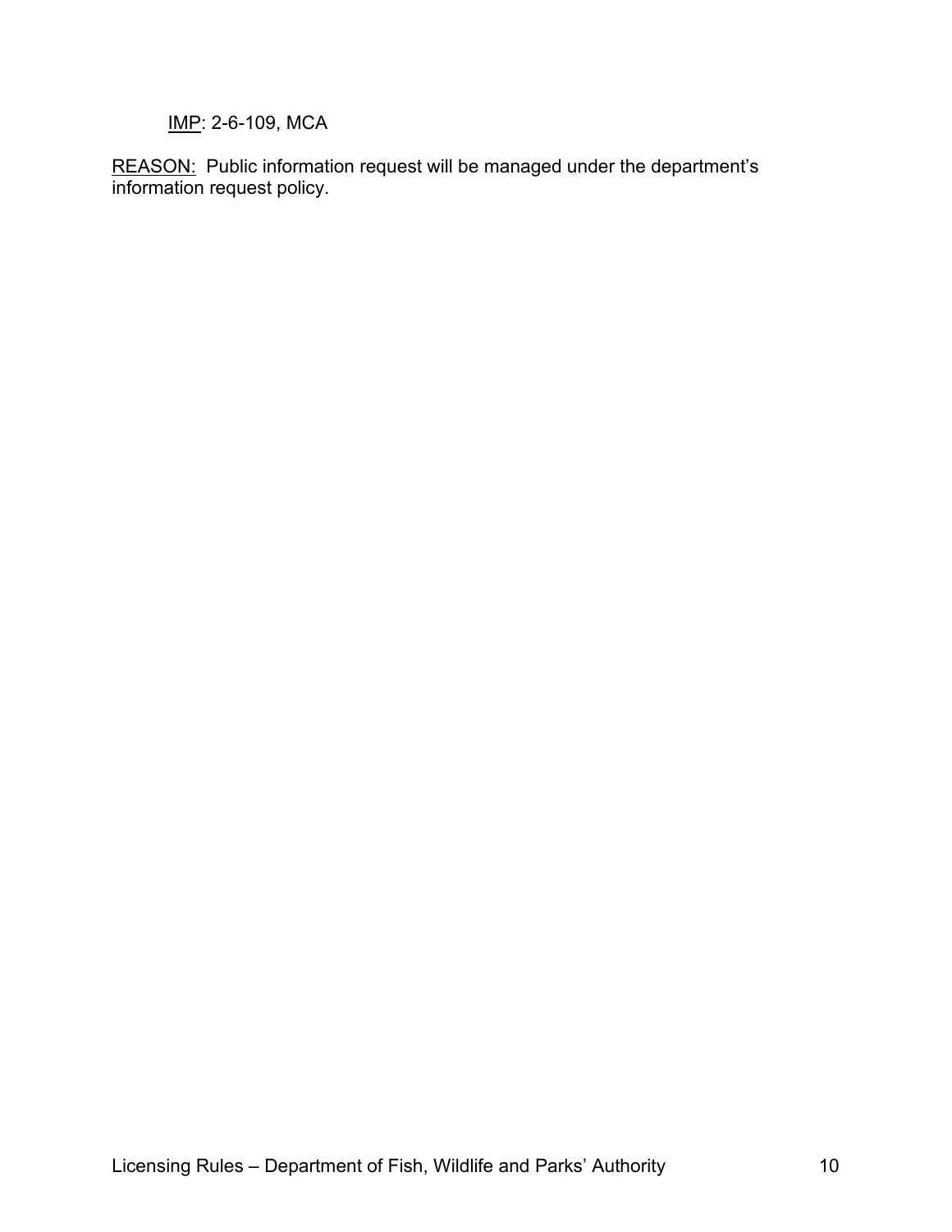<u>IMP</u>: 2-6-109, MCA

<u>REASON:</u> Public information request will be managed under the department's information request policy.